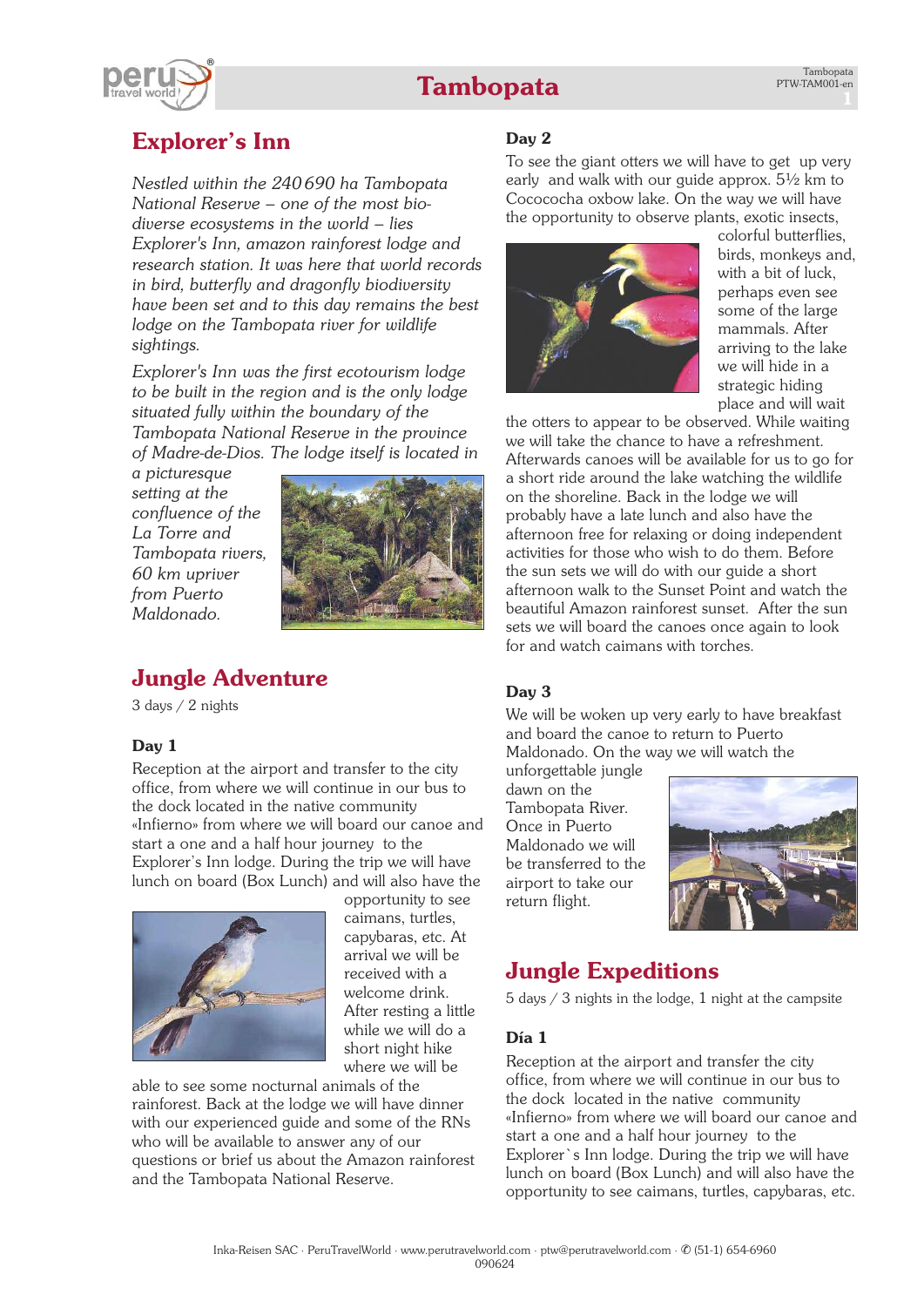# Tambopata

## Explorer's Inn

*Nestled within the 240 690 ha Tambopata National Reserve – one of the most bio-diverse ecosystems in the world – lies Explorer's Inn, amazon rainforest lodge and research station. It was here that world records in bird, butterfly and dragonfly biodiversity have been set and to this day remains the best lodge on the Tambopata river for wildlife sightings.*

*Explorer's Inn was the first ecotourism lodge to be built in the region and is the only lodge situated fully within the boundary of the Tambopata National Reserve in the province of Madre-de-Dios. The lodge itself is located in a picturesque setting at the confluence of the La Torre and Tambopata rivers, 60 km upriver from Puerto Maldonado.*

## Jungle Adventure

3 days / 2 nights

### Day 1

Reception at the airport and transfer to the city office, from where we will continue in our bus to the dock located in the native community «Infierno» from where we will board our canoe and start a one and a half hour journey to the Explorer's Inn lodge. During the trip we will have lunch on board (Box Lunch) and will also have the opportunity to see caimans, turtles, capybaras, etc. At arrival we will be received with a welcome drink. After resting a little while we will do a short night hike where we will be able to see some nocturnal animals of the rainforest. Back at the lodge we will have dinner with our experienced guide and some of the RNs who will be available to answer any of our questions or brief us about the Amazon rainforest and the Tambopata National Reserve.

### Day 2

To see the giant otters we will have to get up very early and walk with our guide approx. 5½ km to Cococcha oxbow lake. On the way we will have the opportunity to observe plants, exotic insects, colorful butterflies, birds, monkeys and, with a bit of luck, perhaps even see some of the large mammals. After arriving to the lake we will hide in a strategic hiding place and will wait the otters to appear to be observed. While waiting we will take the chance to have a refreshment. Afterwards canoes will be available for us to go for a short ride around the lake watching the wildlife on the shoreline. Back in the lodge we will probably have a late lunch and also have the afternoon free for relaxing or doing independent activities for those who wish to do them. Before the sun sets we will do with our guide a short afternoon walk to the Sunset Point and watch the beautiful Amazon rainforest sunset. After the sun sets we will board the canoes once again to look for and watch caimans with torches.

### Day 3

We will be woken up very early to have breakfast and board the canoe to return to Puerto Maldonado. On the way we will watch the unforgettable jungle dawn on the Tambopata River. Once in Puerto Maldonado we will be transferred to the airport to take our return flight.

## Jungle Expeditions

5 days / 3 nights in the lodge, 1 night at the campsite

### Día 1

Reception at the airport and transfer the city office, from where we will continue in our bus to the dock located in the native community «Infierno» from where we will board our canoe and start a one and a half hour journey to the Explorer`s Inn lodge. During the trip we will have lunch on board (Box Lunch) and will also have the opportunity to see caimans, turtles, capybaras, etc.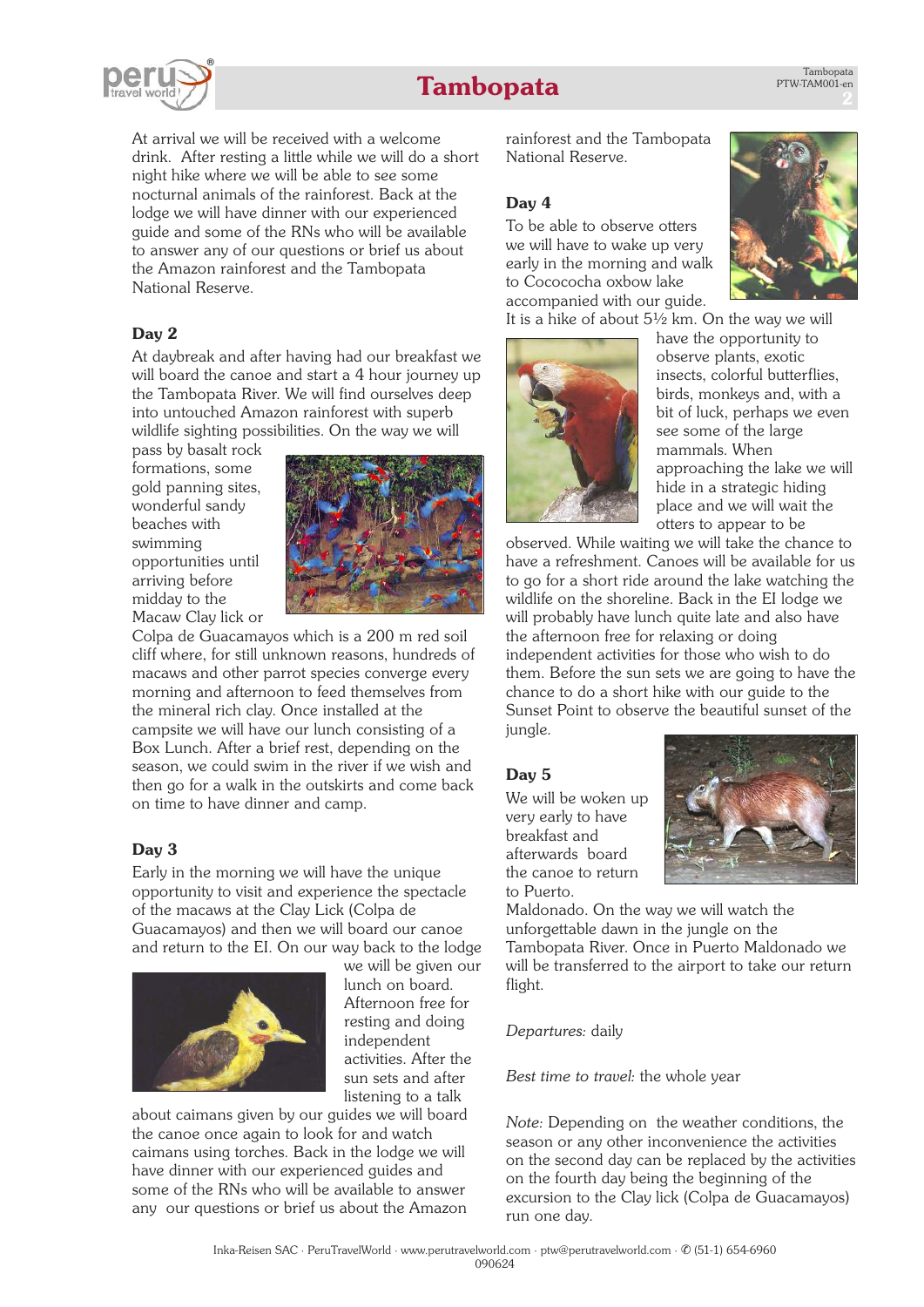At arrival we will be received with a welcome drink. After resting a little while we will do a short night hike where we will be able to see some nocturnal animals of the rainforest. Back at the lodge we will have dinner with our experienced guide and some of the RNs who will be available to answer any of our questions or brief us about the Amazon rainforest and the Tambopata National Reserve.

## Day 2

At daybreak and after having had our breakfast we will board the canoe and start a 4 hour journey up the Tambopata River. We will find ourselves deep into untouched Amazon rainforest with superb wildlife sighting possibilities. On the way we will pass by basalt rock formations, some gold panning sites, wonderful sandy beaches with swimming opportunities until arriving before midday to the Macaw Clay lick or Colpa de Guacamayos which is a 200 m red soil cliff where, for still unknown reasons, hundreds of macaws and other parrot species converge every morning and afternoon to feed themselves from the mineral rich clay. Once installed at the campsite we will have our lunch consisting of a Box Lunch. After a brief rest, depending on the season, we could swim in the river if we wish and then go for a walk in the outskirts and come back on time to have dinner and camp.

## Day 3

Early in the morning we will have the unique opportunity to visit and experience the spectacle of the macaws at the Clay Lick (Colpa de Guacamayos) and then we will board our canoe and return to the EI. On our way back to the lodge we will be given our lunch on board. Afternoon free for resting and doing independent activities. After the sun sets and after listening to a talk about caimans given by our guides we will board the canoe once again to look for and watch caimans using torches. Back in the lodge we will have dinner with our experienced guides and some of the RNs who will be available to answer any our questions or brief us about the Amazon rainforest and the Tambopata National Reserve.

## Day 4

To be able to observe otters we will have to wake up very early in the morning and walk to Cocococha oxbow lake accompanied with our guide. It is a hike of about 5½ km. On the way we will have the opportunity to observe plants, exotic insects, colorful butterflies, birds, monkeys and, with a bit of luck, perhaps we even see some of the large mammals. When approaching the lake we will hide in a strategic hiding place and we will wait the otters to appear to be observed. While waiting we will take the chance to have a refreshment. Canoes will be available for us to go for a short ride around the lake watching the wildlife on the shoreline. Back in the EI lodge we will probably have lunch quite late and also have the afternoon free for relaxing or doing independent activities for those who wish to do them. Before the sun sets we are going to have the chance to do a short hike with our guide to the Sunset Point to observe the beautiful sunset of the jungle.

## Day 5

We will be woken up very early to have breakfast and afterwards board the canoe to return to Puerto. Maldonado. On the way we will watch the unforgettable dawn in the jungle on the Tambopata River. Once in Puerto Maldonado we will be transferred to the airport to take our return flight.

*Departures:* daily

*Best time to travel:* the whole year

*Note:* Depending on the weather conditions, the season or any other inconvenience the activities on the second day can be replaced by the activities on the fourth day being the beginning of the excursion to the Clay lick (Colpa de Guacamayos) run one day.